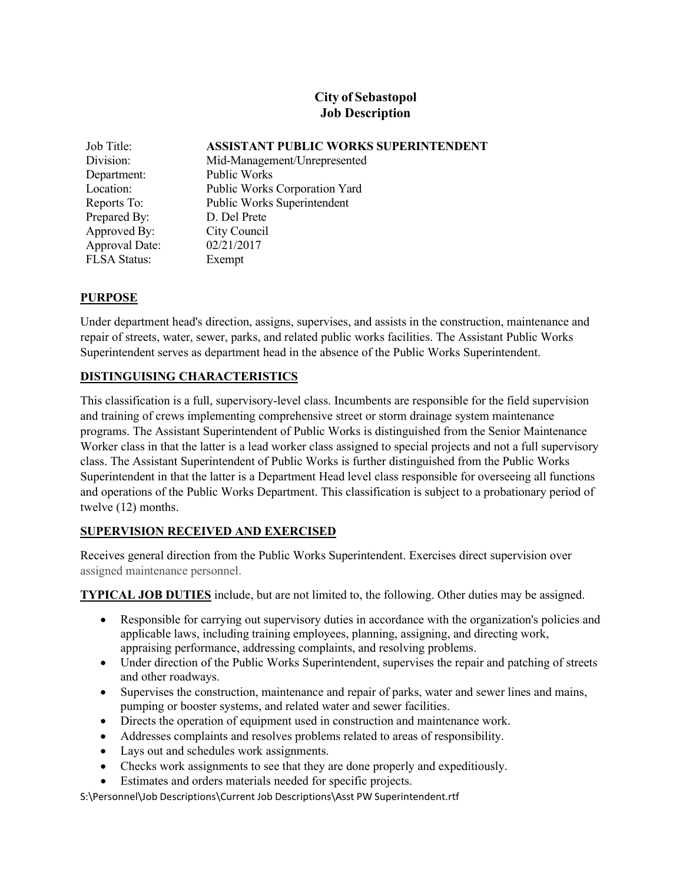# City of Sebastopol
# Job Description

| | |
|---|---|
| Job Title: | **ASSISTANT PUBLIC WORKS SUPERINTENDENT** |
| Division: | Mid-Management/Unrepresented |
| Department: | Public Works |
| Location: | Public Works Corporation Yard |
| Reports To: | Public Works Superintendent |
| Prepared By: | D. Del Prete |
| Approved By: | City Council |
| Approval Date: | 02/21/2017 |
| FLSA Status: | Exempt |

## PURPOSE

Under department head's direction, assigns, supervises, and assists in the construction, maintenance and repair of streets, water, sewer, parks, and related public works facilities. The Assistant Public Works Superintendent serves as department head in the absence of the Public Works Superintendent.

## DISTINGUISING CHARACTERISTICS

This classification is a full, supervisory-level class. Incumbents are responsible for the field supervision and training of crews implementing comprehensive street or storm drainage system maintenance programs. The Assistant Superintendent of Public Works is distinguished from the Senior Maintenance Worker class in that the latter is a lead worker class assigned to special projects and not a full supervisory class. The Assistant Superintendent of Public Works is further distinguished from the Public Works Superintendent in that the latter is a Department Head level class responsible for overseeing all functions and operations of the Public Works Department. This classification is subject to a probationary period of twelve (12) months.

## SUPERVISION RECEIVED AND EXERCISED

Receives general direction from the Public Works Superintendent. Exercises direct supervision over assigned maintenance personnel.

**TYPICAL JOB DUTIES** include, but are not limited to, the following. Other duties may be assigned.

- Responsible for carrying out supervisory duties in accordance with the organization's policies and applicable laws, including training employees, planning, assigning, and directing work, appraising performance, addressing complaints, and resolving problems.
- Under direction of the Public Works Superintendent, supervises the repair and patching of streets and other roadways.
- Supervises the construction, maintenance and repair of parks, water and sewer lines and mains, pumping or booster systems, and related water and sewer facilities.
- Directs the operation of equipment used in construction and maintenance work.
- Addresses complaints and resolves problems related to areas of responsibility.
- Lays out and schedules work assignments.
- Checks work assignments to see that they are done properly and expeditiously.
- Estimates and orders materials needed for specific projects.

S:\Personnel\Job Descriptions\Current Job Descriptions\Asst PW Superintendent.rtf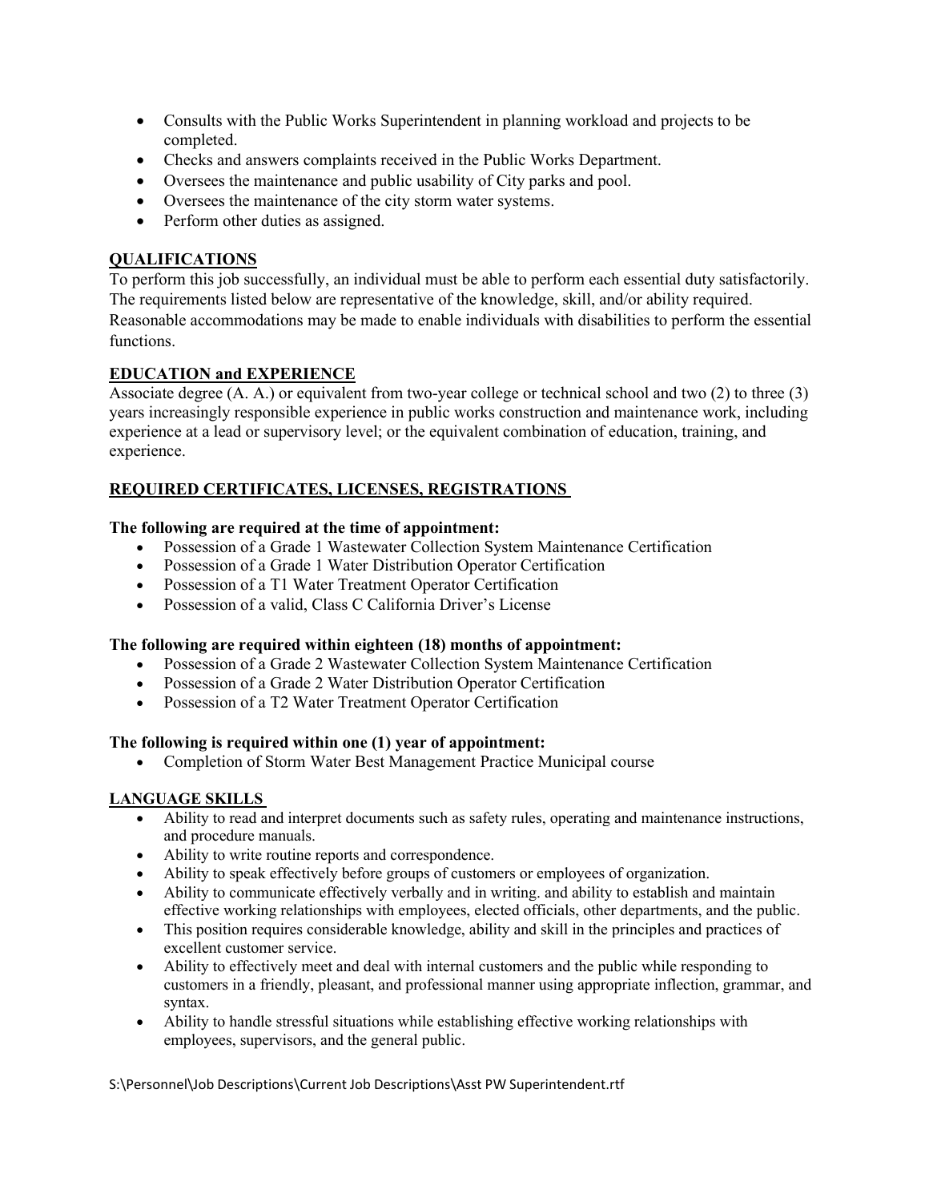- Consults with the Public Works Superintendent in planning workload and projects to be completed.
- Checks and answers complaints received in the Public Works Department.
- Oversees the maintenance and public usability of City parks and pool.
- Oversees the maintenance of the city storm water systems.
- Perform other duties as assigned.

## QUALIFICATIONS

To perform this job successfully, an individual must be able to perform each essential duty satisfactorily. The requirements listed below are representative of the knowledge, skill, and/or ability required. Reasonable accommodations may be made to enable individuals with disabilities to perform the essential functions.

## EDUCATION and EXPERIENCE

Associate degree (A. A.) or equivalent from two-year college or technical school and two (2) to three (3) years increasingly responsible experience in public works construction and maintenance work, including experience at a lead or supervisory level; or the equivalent combination of education, training, and experience.

## REQUIRED CERTIFICATES, LICENSES, REGISTRATIONS

**The following are required at the time of appointment:**

- Possession of a Grade 1 Wastewater Collection System Maintenance Certification
- Possession of a Grade 1 Water Distribution Operator Certification
- Possession of a T1 Water Treatment Operator Certification
- Possession of a valid, Class C California Driver's License

**The following are required within eighteen (18) months of appointment:**

- Possession of a Grade 2 Wastewater Collection System Maintenance Certification
- Possession of a Grade 2 Water Distribution Operator Certification
- Possession of a T2 Water Treatment Operator Certification

**The following is required within one (1) year of appointment:**

- Completion of Storm Water Best Management Practice Municipal course

## LANGUAGE SKILLS

- Ability to read and interpret documents such as safety rules, operating and maintenance instructions, and procedure manuals.
- Ability to write routine reports and correspondence.
- Ability to speak effectively before groups of customers or employees of organization.
- Ability to communicate effectively verbally and in writing. and ability to establish and maintain effective working relationships with employees, elected officials, other departments, and the public.
- This position requires considerable knowledge, ability and skill in the principles and practices of excellent customer service.
- Ability to effectively meet and deal with internal customers and the public while responding to customers in a friendly, pleasant, and professional manner using appropriate inflection, grammar, and syntax.
- Ability to handle stressful situations while establishing effective working relationships with employees, supervisors, and the general public.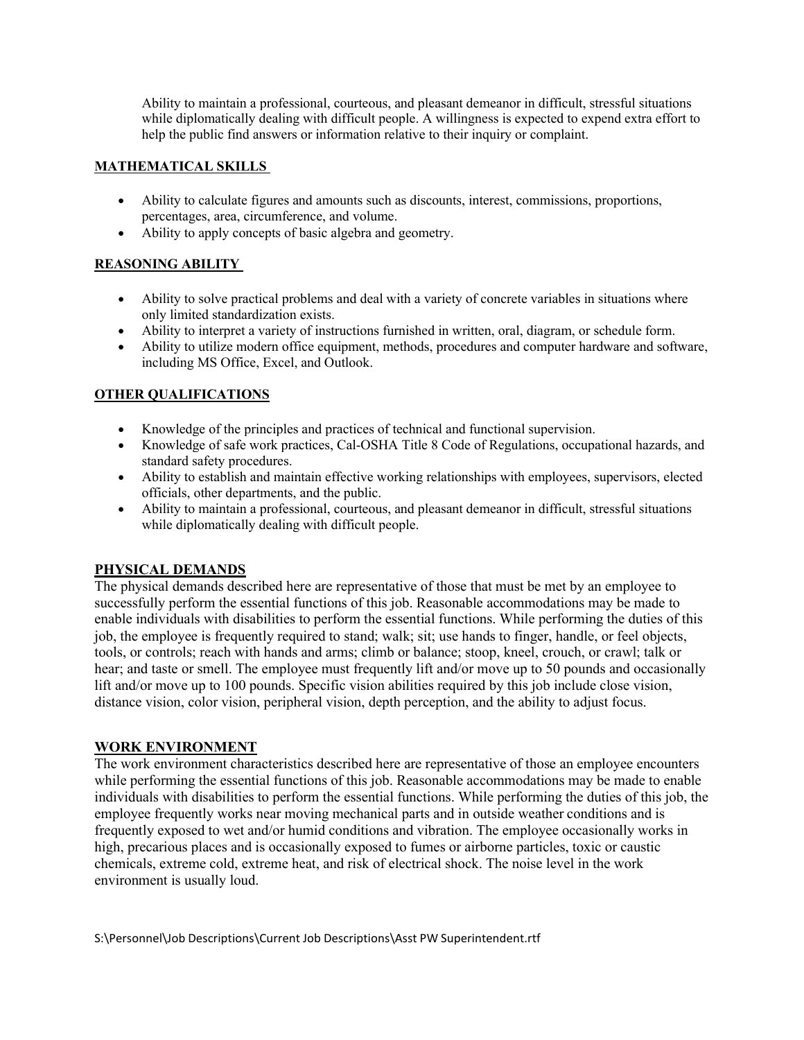Ability to maintain a professional, courteous, and pleasant demeanor in difficult, stressful situations while diplomatically dealing with difficult people. A willingness is expected to expend extra effort to help the public find answers or information relative to their inquiry or complaint.

## MATHEMATICAL SKILLS

- Ability to calculate figures and amounts such as discounts, interest, commissions, proportions, percentages, area, circumference, and volume.
- Ability to apply concepts of basic algebra and geometry.

## REASONING ABILITY

- Ability to solve practical problems and deal with a variety of concrete variables in situations where only limited standardization exists.
- Ability to interpret a variety of instructions furnished in written, oral, diagram, or schedule form.
- Ability to utilize modern office equipment, methods, procedures and computer hardware and software, including MS Office, Excel, and Outlook.

## OTHER QUALIFICATIONS

- Knowledge of the principles and practices of technical and functional supervision.
- Knowledge of safe work practices, Cal-OSHA Title 8 Code of Regulations, occupational hazards, and standard safety procedures.
- Ability to establish and maintain effective working relationships with employees, supervisors, elected officials, other departments, and the public.
- Ability to maintain a professional, courteous, and pleasant demeanor in difficult, stressful situations while diplomatically dealing with difficult people.

## PHYSICAL DEMANDS

The physical demands described here are representative of those that must be met by an employee to successfully perform the essential functions of this job. Reasonable accommodations may be made to enable individuals with disabilities to perform the essential functions. While performing the duties of this job, the employee is frequently required to stand; walk; sit; use hands to finger, handle, or feel objects, tools, or controls; reach with hands and arms; climb or balance; stoop, kneel, crouch, or crawl; talk or hear; and taste or smell. The employee must frequently lift and/or move up to 50 pounds and occasionally lift and/or move up to 100 pounds. Specific vision abilities required by this job include close vision, distance vision, color vision, peripheral vision, depth perception, and the ability to adjust focus.

## WORK ENVIRONMENT

The work environment characteristics described here are representative of those an employee encounters while performing the essential functions of this job. Reasonable accommodations may be made to enable individuals with disabilities to perform the essential functions. While performing the duties of this job, the employee frequently works near moving mechanical parts and in outside weather conditions and is frequently exposed to wet and/or humid conditions and vibration. The employee occasionally works in high, precarious places and is occasionally exposed to fumes or airborne particles, toxic or caustic chemicals, extreme cold, extreme heat, and risk of electrical shock. The noise level in the work environment is usually loud.

S:\Personnel\Job Descriptions\Current Job Descriptions\Asst PW Superintendent.rtf